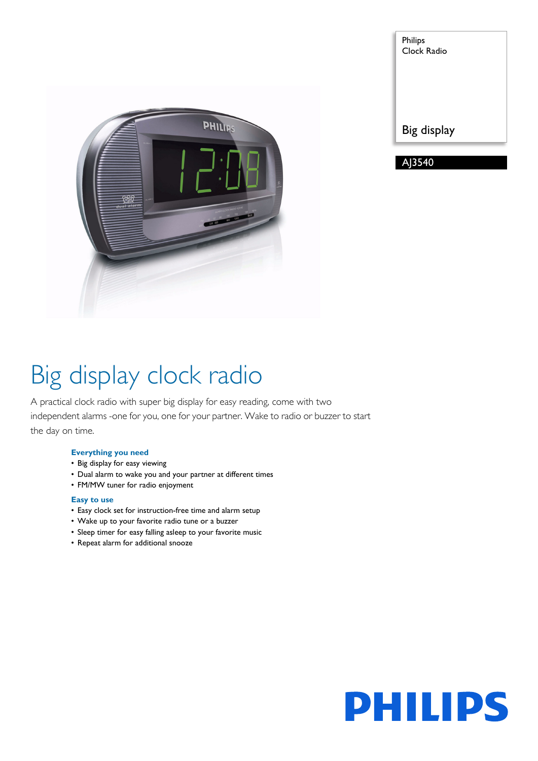Philips
Clock Radio

Big display

AJ3540

# Big display clock radio

A practical clock radio with super big display for easy reading, come with two independent alarms -one for you, one for your partner. Wake to radio or buzzer to start the day on time.

### Everything you need

- Big display for easy viewing
- Dual alarm to wake you and your partner at different times
- FM/MW tuner for radio enjoyment

### Easy to use

- Easy clock set for instruction-free time and alarm setup
- Wake up to your favorite radio tune or a buzzer
- Sleep timer for easy falling asleep to your favorite music
- Repeat alarm for additional snooze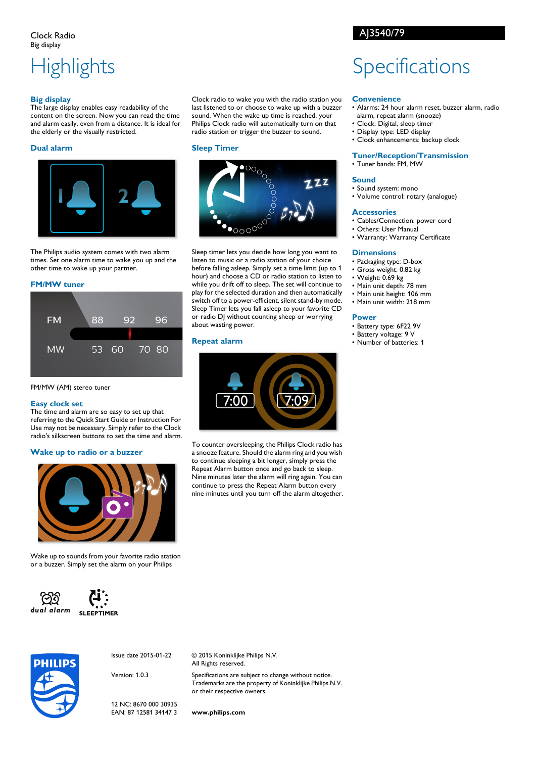Clock Radio
Big display

AJ3540/79

# Highlights

### Big display

The large display enables easy readability of the content on the screen. Now you can read the time and alarm easily, even from a distance. It is ideal for the elderly or the visually restricted.

### Dual alarm

The Philips audio system comes with two alarm times. Set one alarm time to wake you up and the other time to wake your partner.

### FM/MW tuner

FM/MW (AM) stereo tuner

### Easy clock set

The time and alarm are so easy to set up that referring to the Quick Start Guide or Instruction For Use may not be necessary. Simply refer to the Clock radio's silkscreen buttons to set the time and alarm.

### Wake up to radio or a buzzer

Wake up to sounds from your favorite radio station or a buzzer. Simply set the alarm on your Philips Clock radio to wake you with the radio station you last listened to or choose to wake up with a buzzer sound. When the wake up time is reached, your Philips Clock radio will automatically turn on that radio station or trigger the buzzer to sound.

### Sleep Timer

Sleep timer lets you decide how long you want to listen to music or a radio station of your choice before falling asleep. Simply set a time limit (up to 1 hour) and choose a CD or radio station to listen to while you drift off to sleep. The set will continue to play for the selected duration and then automatically switch off to a power-efficient, silent stand-by mode. Sleep Timer lets you fall asleep to your favorite CD or radio DJ without counting sheep or worrying about wasting power.

### Repeat alarm

To counter oversleeping, the Philips Clock radio has a snooze feature. Should the alarm ring and you wish to continue sleeping a bit longer, simply press the Repeat Alarm button once and go back to sleep. Nine minutes later the alarm will ring again. You can continue to press the Repeat Alarm button every nine minutes until you turn off the alarm altogether.

# Specifications

### Convenience

- Alarms: 24 hour alarm reset, buzzer alarm, radio alarm, repeat alarm (snooze)
- Clock: Digital, sleep timer
- Display type: LED display
- Clock enhancements: backup clock

### Tuner/Reception/Transmission

- Tuner bands: FM, MW

### Sound

- Sound system: mono
- Volume control: rotary (analogue)

### Accessories

- Cables/Connection: power cord
- Others: User Manual
- Warranty: Warranty Certificate

### Dimensions

- Packaging type: D-box
- Gross weight: 0.82 kg
- Weight: 0.69 kg
- Main unit depth: 78 mm
- Main unit height: 106 mm
- Main unit width: 218 mm

### Power

- Battery type: 6F22 9V
- Battery voltage: 9 V
- Number of batteries: 1

Issue date 2015-01-22

Version: 1.0.3

12 NC: 8670 000 30935
EAN: 87 12581 34147 3

© 2015 Koninklijke Philips N.V.
All Rights reserved.

Specifications are subject to change without notice. Trademarks are the property of Koninklijke Philips N.V. or their respective owners.

**www.philips.com**